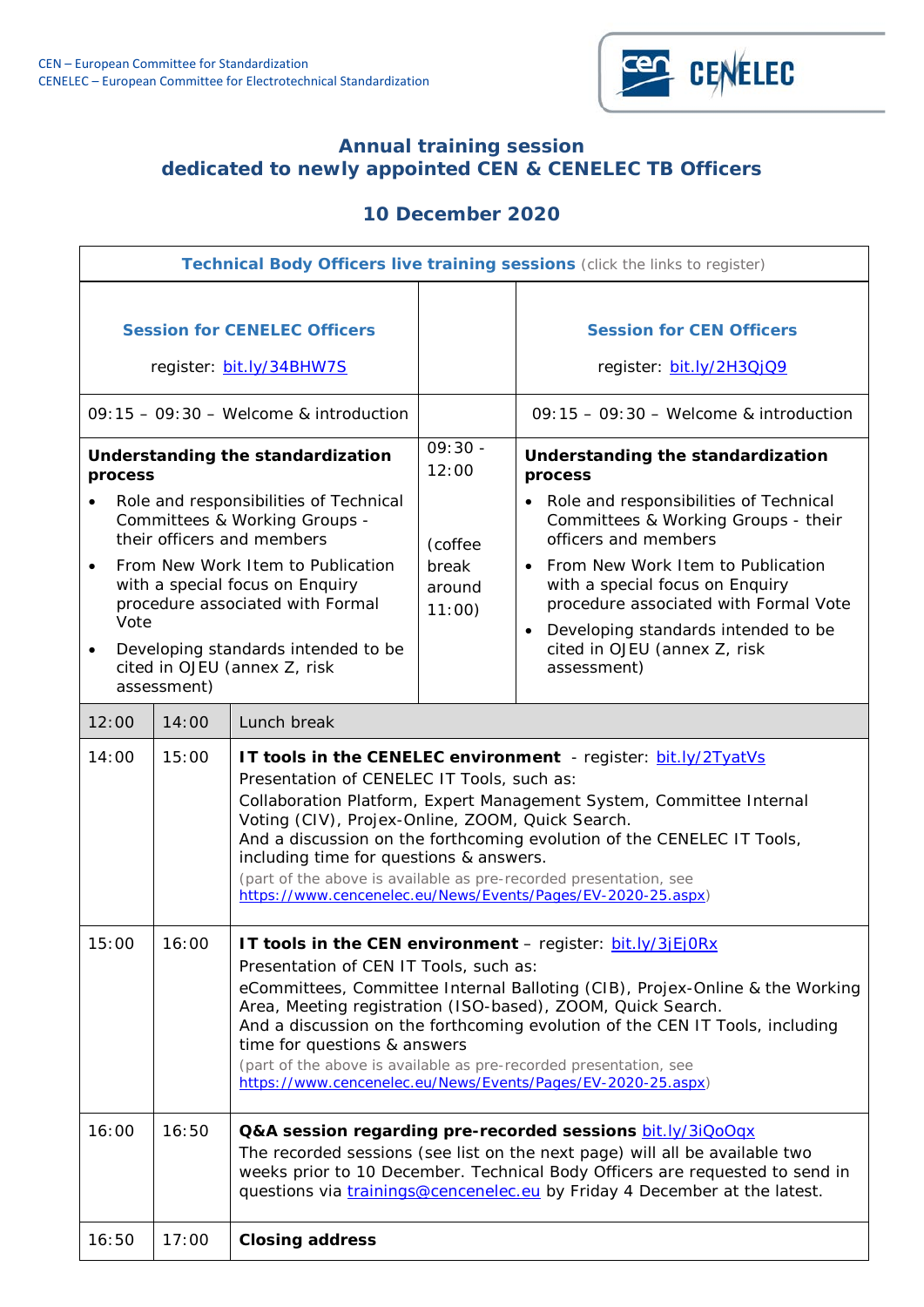CEN – European Committee for Standardization
CENELEC – European Committee for Electrotechnical Standardization

## Annual training session
## dedicated to newly appointed CEN & CENELEC TB Officers

## 10 December 2020

| **Technical Body Officers live training sessions** (click the links to register) | | | | |
|---|---|---|---|---|
| **Session for CENELEC Officers**<br><br>register: bit.ly/34BHW7S | | | **Session for CEN Officers**<br><br>register: bit.ly/2H3QjQ9 | |
| 09:15 – 09:30 – Welcome & introduction | | | 09:15 – 09:30 – Welcome & introduction | |
| **Understanding the standardization process**<br>• Role and responsibilities of Technical Committees & Working Groups - their officers and members<br>• From New Work Item to Publication with a special focus on Enquiry procedure associated with Formal Vote<br>• Developing standards intended to be cited in OJEU (annex Z, risk assessment) | | 09:30 - 12:00<br><br>(coffee break around 11:00) | **Understanding the standardization process**<br>• Role and responsibilities of Technical Committees & Working Groups - their officers and members<br>• From New Work Item to Publication with a special focus on Enquiry procedure associated with Formal Vote<br>• Developing standards intended to be cited in OJEU (annex Z, risk assessment) | |
| 12:00 | 14:00 | Lunch break | | |
| 14:00 | 15:00 | **IT tools in the CENELEC environment** - register: bit.ly/2TyatVs<br>Presentation of CENELEC IT Tools, such as:<br>Collaboration Platform, Expert Management System, Committee Internal Voting (CIV), Projex-Online, ZOOM, Quick Search.<br>And a discussion on the forthcoming evolution of the CENELEC IT Tools, including time for questions & answers.<br>(part of the above is available as pre-recorded presentation, see https://www.cencenelec.eu/News/Events/Pages/EV-2020-25.aspx) | | |
| 15:00 | 16:00 | **IT tools in the CEN environment** – register: bit.ly/3jEj0Rx<br>Presentation of CEN IT Tools, such as:<br>eCommittees, Committee Internal Balloting (CIB), Projex-Online & the Working Area, Meeting registration (ISO-based), ZOOM, Quick Search.<br>And a discussion on the forthcoming evolution of the CEN IT Tools, including time for questions & answers<br>(part of the above is available as pre-recorded presentation, see https://www.cencenelec.eu/News/Events/Pages/EV-2020-25.aspx) | | |
| 16:00 | 16:50 | **Q&A session regarding pre-recorded sessions** bit.ly/3iQoOqx<br>The recorded sessions (see list on the next page) will all be available two weeks prior to 10 December. Technical Body Officers are requested to send in questions via trainings@cencenelec.eu by Friday 4 December at the latest. | | |
| 16:50 | 17:00 | **Closing address** | | |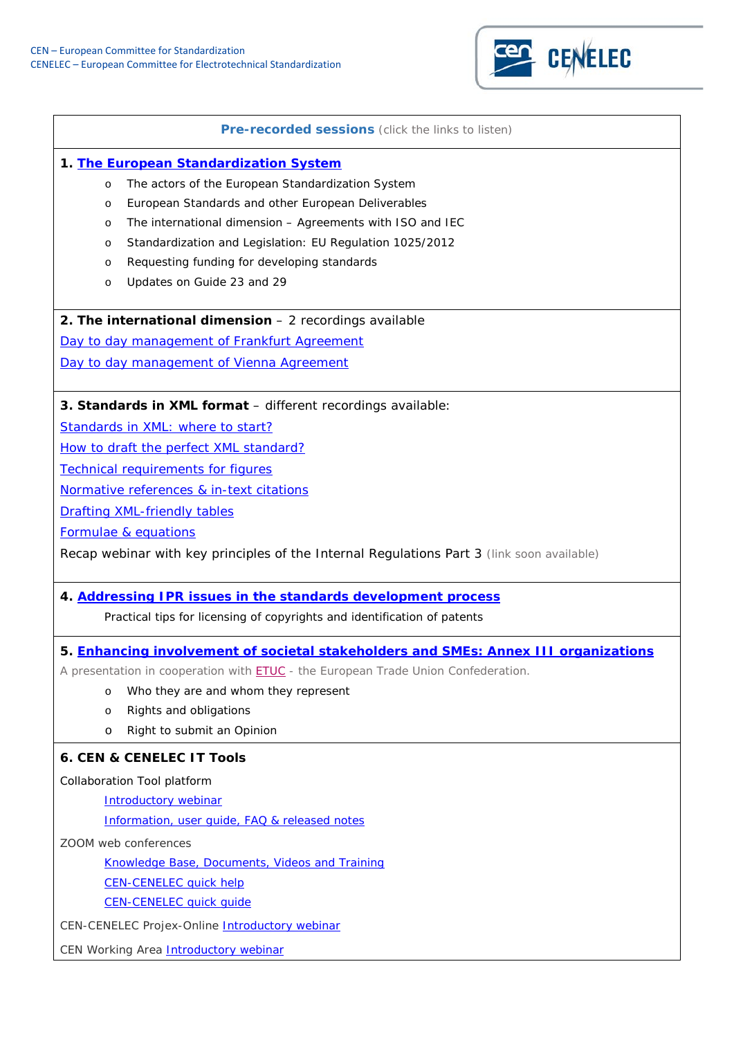CEN – European Committee for Standardization
CENELEC – European Committee for Electrotechnical Standardization

**Pre-recorded sessions** (click the links to listen)

**1. The European Standardization System**

- The actors of the European Standardization System
- European Standards and other European Deliverables
- The international dimension – Agreements with ISO and IEC
- Standardization and Legislation: EU Regulation 1025/2012
- Requesting funding for developing standards
- Updates on Guide 23 and 29

**2. The international dimension** – 2 recordings available

Day to day management of Frankfurt Agreement

Day to day management of Vienna Agreement

**3. Standards in XML format** – different recordings available:

Standards in XML: where to start?

How to draft the perfect XML standard?

Technical requirements for figures

Normative references & in-text citations

Drafting XML-friendly tables

Formulae & equations

Recap webinar with key principles of the Internal Regulations Part 3 (link soon available)

**4. Addressing IPR issues in the standards development process**

Practical tips for licensing of copyrights and identification of patents

**5. Enhancing involvement of societal stakeholders and SMEs: Annex III organizations**

A presentation in cooperation with ETUC - the European Trade Union Confederation.

- Who they are and whom they represent
- Rights and obligations
- Right to submit an Opinion

**6. CEN & CENELEC IT Tools**

Collaboration Tool platform

- Introductory webinar
- Information, user guide, FAQ & released notes

ZOOM web conferences

- Knowledge Base, Documents, Videos and Training
- CEN-CENELEC quick help
- CEN-CENELEC quick guide

CEN-CENELEC Projex-Online Introductory webinar

CEN Working Area Introductory webinar